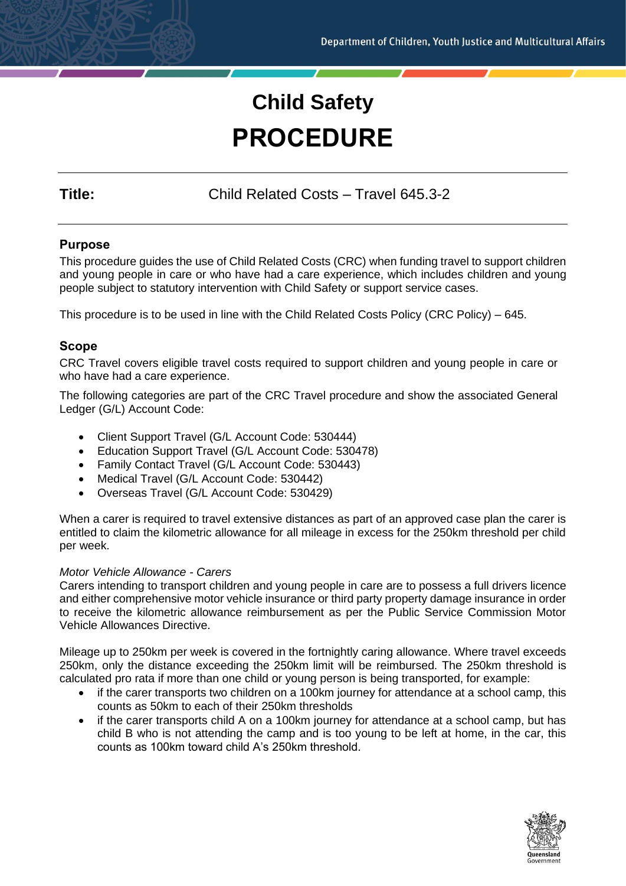# Child Safety
# PROCEDURE

**Title:** Child Related Costs – Travel 645.3-2

## Purpose

This procedure guides the use of Child Related Costs (CRC) when funding travel to support children and young people in care or who have had a care experience, which includes children and young people subject to statutory intervention with Child Safety or support service cases.

This procedure is to be used in line with the Child Related Costs Policy (CRC Policy) – 645.

## Scope

CRC Travel covers eligible travel costs required to support children and young people in care or who have had a care experience.

The following categories are part of the CRC Travel procedure and show the associated General Ledger (G/L) Account Code:

- Client Support Travel (G/L Account Code: 530444)
- Education Support Travel (G/L Account Code: 530478)
- Family Contact Travel (G/L Account Code: 530443)
- Medical Travel (G/L Account Code: 530442)
- Overseas Travel (G/L Account Code: 530429)

When a carer is required to travel extensive distances as part of an approved case plan the carer is entitled to claim the kilometric allowance for all mileage in excess for the 250km threshold per child per week.

*Motor Vehicle Allowance - Carers*

Carers intending to transport children and young people in care are to possess a full drivers licence and either comprehensive motor vehicle insurance or third party property damage insurance in order to receive the kilometric allowance reimbursement as per the Public Service Commission Motor Vehicle Allowances Directive.

Mileage up to 250km per week is covered in the fortnightly caring allowance. Where travel exceeds 250km, only the distance exceeding the 250km limit will be reimbursed. The 250km threshold is calculated pro rata if more than one child or young person is being transported, for example:

- if the carer transports two children on a 100km journey for attendance at a school camp, this counts as 50km to each of their 250km thresholds
- if the carer transports child A on a 100km journey for attendance at a school camp, but has child B who is not attending the camp and is too young to be left at home, in the car, this counts as 100km toward child A's 250km threshold.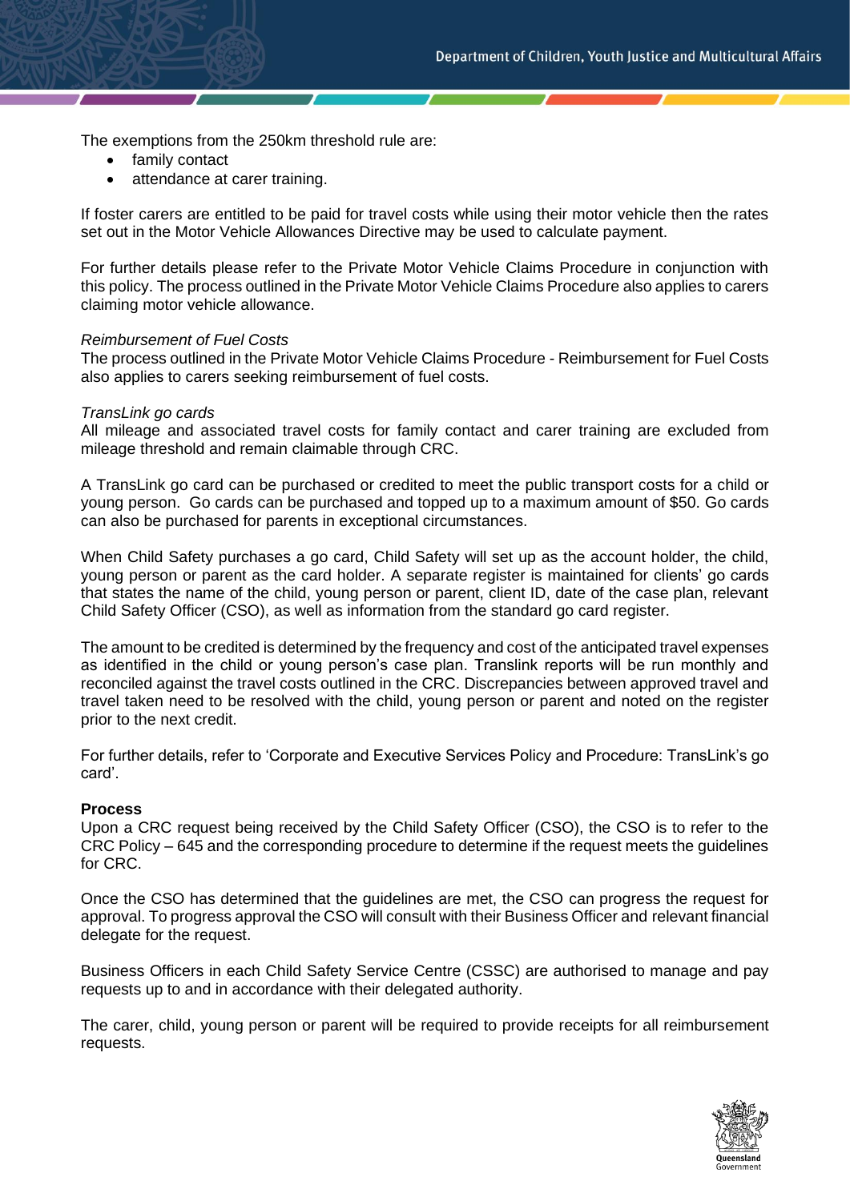The exemptions from the 250km threshold rule are:

- family contact
- attendance at carer training.

If foster carers are entitled to be paid for travel costs while using their motor vehicle then the rates set out in the Motor Vehicle Allowances Directive may be used to calculate payment.

For further details please refer to the Private Motor Vehicle Claims Procedure in conjunction with this policy. The process outlined in the Private Motor Vehicle Claims Procedure also applies to carers claiming motor vehicle allowance.

*Reimbursement of Fuel Costs*

The process outlined in the Private Motor Vehicle Claims Procedure - Reimbursement for Fuel Costs also applies to carers seeking reimbursement of fuel costs.

*TransLink go cards*

All mileage and associated travel costs for family contact and carer training are excluded from mileage threshold and remain claimable through CRC.

A TransLink go card can be purchased or credited to meet the public transport costs for a child or young person. Go cards can be purchased and topped up to a maximum amount of $50. Go cards can also be purchased for parents in exceptional circumstances.

When Child Safety purchases a go card, Child Safety will set up as the account holder, the child, young person or parent as the card holder. A separate register is maintained for clients' go cards that states the name of the child, young person or parent, client ID, date of the case plan, relevant Child Safety Officer (CSO), as well as information from the standard go card register.

The amount to be credited is determined by the frequency and cost of the anticipated travel expenses as identified in the child or young person's case plan. Translink reports will be run monthly and reconciled against the travel costs outlined in the CRC. Discrepancies between approved travel and travel taken need to be resolved with the child, young person or parent and noted on the register prior to the next credit.

For further details, refer to 'Corporate and Executive Services Policy and Procedure: TransLink's go card'.

**Process**

Upon a CRC request being received by the Child Safety Officer (CSO), the CSO is to refer to the CRC Policy – 645 and the corresponding procedure to determine if the request meets the guidelines for CRC.

Once the CSO has determined that the guidelines are met, the CSO can progress the request for approval. To progress approval the CSO will consult with their Business Officer and relevant financial delegate for the request.

Business Officers in each Child Safety Service Centre (CSSC) are authorised to manage and pay requests up to and in accordance with their delegated authority.

The carer, child, young person or parent will be required to provide receipts for all reimbursement requests.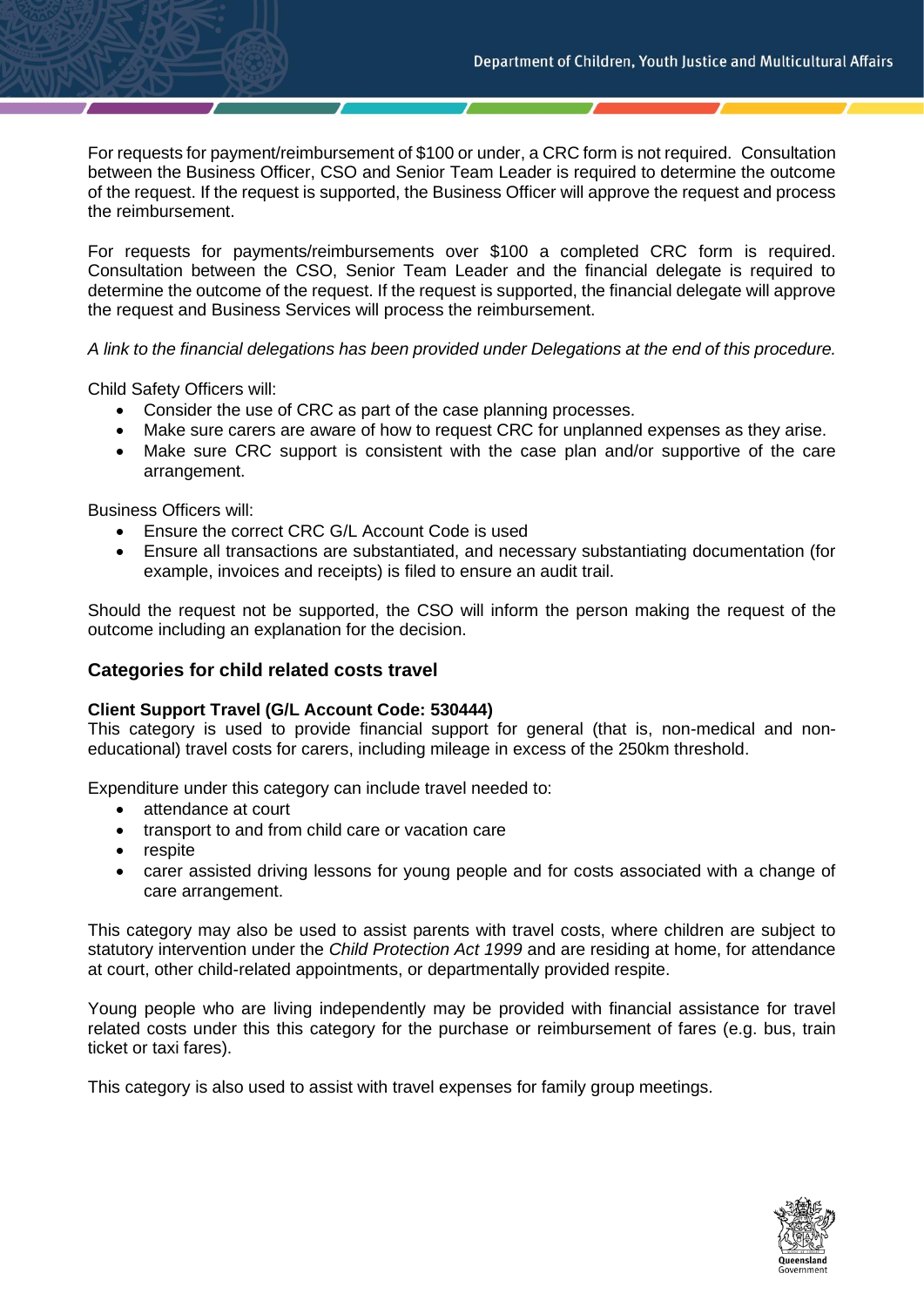For requests for payment/reimbursement of $100 or under, a CRC form is not required. Consultation between the Business Officer, CSO and Senior Team Leader is required to determine the outcome of the request. If the request is supported, the Business Officer will approve the request and process the reimbursement.

For requests for payments/reimbursements over $100 a completed CRC form is required. Consultation between the CSO, Senior Team Leader and the financial delegate is required to determine the outcome of the request. If the request is supported, the financial delegate will approve the request and Business Services will process the reimbursement.

*A link to the financial delegations has been provided under Delegations at the end of this procedure.*

Child Safety Officers will:

- Consider the use of CRC as part of the case planning processes.
- Make sure carers are aware of how to request CRC for unplanned expenses as they arise.
- Make sure CRC support is consistent with the case plan and/or supportive of the care arrangement.

Business Officers will:

- Ensure the correct CRC G/L Account Code is used
- Ensure all transactions are substantiated, and necessary substantiating documentation (for example, invoices and receipts) is filed to ensure an audit trail.

Should the request not be supported, the CSO will inform the person making the request of the outcome including an explanation for the decision.

### Categories for child related costs travel

**Client Support Travel (G/L Account Code: 530444)**

This category is used to provide financial support for general (that is, non-medical and non-educational) travel costs for carers, including mileage in excess of the 250km threshold.

Expenditure under this category can include travel needed to:

- attendance at court
- transport to and from child care or vacation care
- respite
- carer assisted driving lessons for young people and for costs associated with a change of care arrangement.

This category may also be used to assist parents with travel costs, where children are subject to statutory intervention under the *Child Protection Act 1999* and are residing at home, for attendance at court, other child-related appointments, or departmentally provided respite.

Young people who are living independently may be provided with financial assistance for travel related costs under this this category for the purchase or reimbursement of fares (e.g. bus, train ticket or taxi fares).

This category is also used to assist with travel expenses for family group meetings.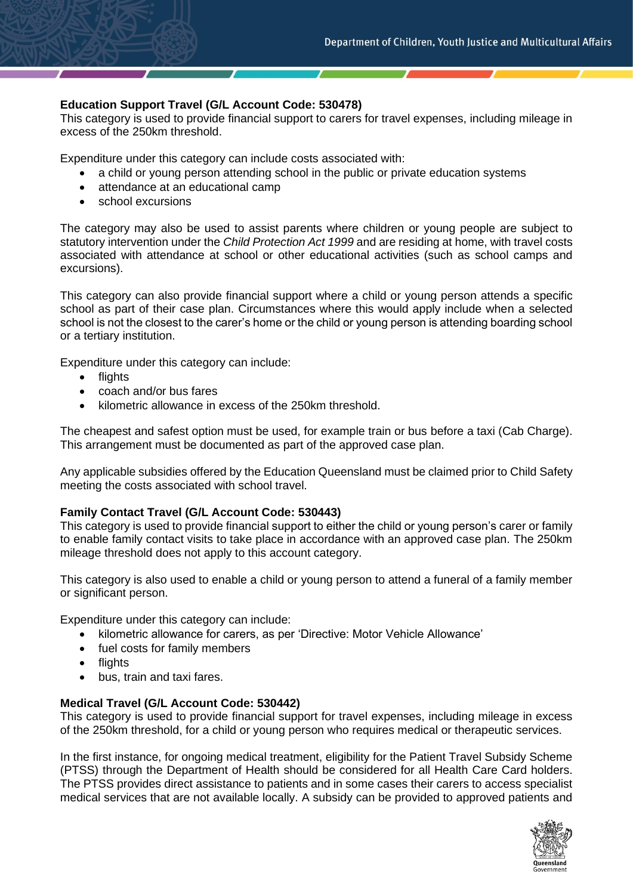**Education Support Travel (G/L Account Code: 530478)**
This category is used to provide financial support to carers for travel expenses, including mileage in excess of the 250km threshold.

Expenditure under this category can include costs associated with:

- a child or young person attending school in the public or private education systems
- attendance at an educational camp
- school excursions

The category may also be used to assist parents where children or young people are subject to statutory intervention under the *Child Protection Act 1999* and are residing at home, with travel costs associated with attendance at school or other educational activities (such as school camps and excursions).

This category can also provide financial support where a child or young person attends a specific school as part of their case plan. Circumstances where this would apply include when a selected school is not the closest to the carer's home or the child or young person is attending boarding school or a tertiary institution.

Expenditure under this category can include:

- flights
- coach and/or bus fares
- kilometric allowance in excess of the 250km threshold.

The cheapest and safest option must be used, for example train or bus before a taxi (Cab Charge). This arrangement must be documented as part of the approved case plan.

Any applicable subsidies offered by the Education Queensland must be claimed prior to Child Safety meeting the costs associated with school travel.

**Family Contact Travel (G/L Account Code: 530443)**
This category is used to provide financial support to either the child or young person's carer or family to enable family contact visits to take place in accordance with an approved case plan. The 250km mileage threshold does not apply to this account category.

This category is also used to enable a child or young person to attend a funeral of a family member or significant person.

Expenditure under this category can include:

- kilometric allowance for carers, as per 'Directive: Motor Vehicle Allowance'
- fuel costs for family members
- flights
- bus, train and taxi fares.

**Medical Travel (G/L Account Code: 530442)**
This category is used to provide financial support for travel expenses, including mileage in excess of the 250km threshold, for a child or young person who requires medical or therapeutic services.

In the first instance, for ongoing medical treatment, eligibility for the Patient Travel Subsidy Scheme (PTSS) through the Department of Health should be considered for all Health Care Card holders. The PTSS provides direct assistance to patients and in some cases their carers to access specialist medical services that are not available locally. A subsidy can be provided to approved patients and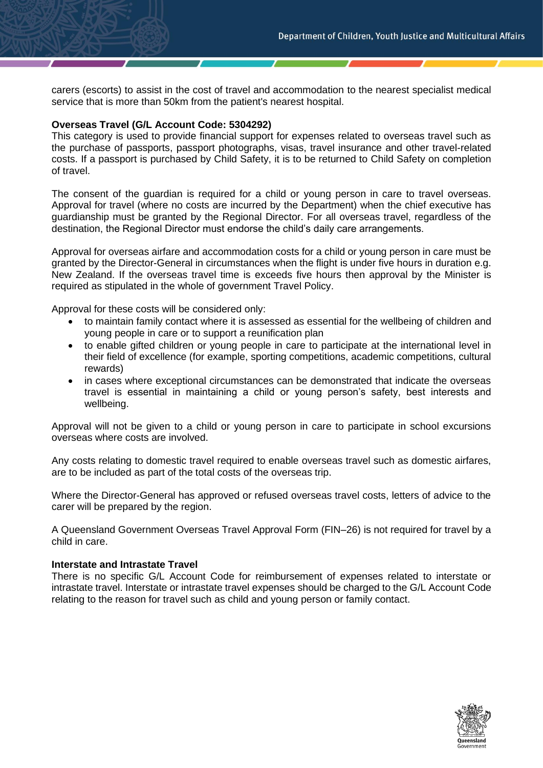carers (escorts) to assist in the cost of travel and accommodation to the nearest specialist medical service that is more than 50km from the patient's nearest hospital.

**Overseas Travel (G/L Account Code: 5304292)**
This category is used to provide financial support for expenses related to overseas travel such as the purchase of passports, passport photographs, visas, travel insurance and other travel-related costs. If a passport is purchased by Child Safety, it is to be returned to Child Safety on completion of travel.

The consent of the guardian is required for a child or young person in care to travel overseas. Approval for travel (where no costs are incurred by the Department) when the chief executive has guardianship must be granted by the Regional Director. For all overseas travel, regardless of the destination, the Regional Director must endorse the child's daily care arrangements.

Approval for overseas airfare and accommodation costs for a child or young person in care must be granted by the Director-General in circumstances when the flight is under five hours in duration e.g. New Zealand. If the overseas travel time is exceeds five hours then approval by the Minister is required as stipulated in the whole of government Travel Policy.

Approval for these costs will be considered only:

- to maintain family contact where it is assessed as essential for the wellbeing of children and young people in care or to support a reunification plan
- to enable gifted children or young people in care to participate at the international level in their field of excellence (for example, sporting competitions, academic competitions, cultural rewards)
- in cases where exceptional circumstances can be demonstrated that indicate the overseas travel is essential in maintaining a child or young person's safety, best interests and wellbeing.

Approval will not be given to a child or young person in care to participate in school excursions overseas where costs are involved.

Any costs relating to domestic travel required to enable overseas travel such as domestic airfares, are to be included as part of the total costs of the overseas trip.

Where the Director-General has approved or refused overseas travel costs, letters of advice to the carer will be prepared by the region.

A Queensland Government Overseas Travel Approval Form (FIN–26) is not required for travel by a child in care.

**Interstate and Intrastate Travel**
There is no specific G/L Account Code for reimbursement of expenses related to interstate or intrastate travel. Interstate or intrastate travel expenses should be charged to the G/L Account Code relating to the reason for travel such as child and young person or family contact.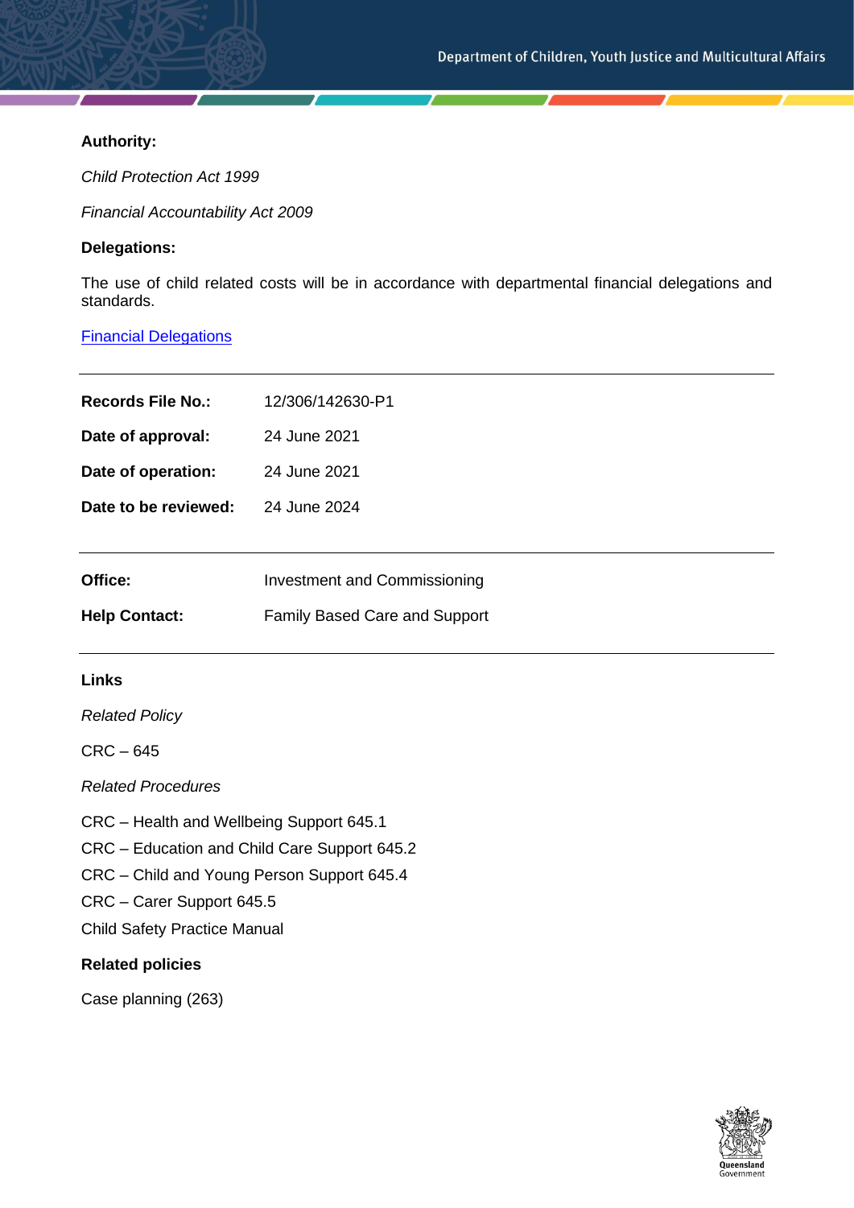**Authority:**

*Child Protection Act 1999*

*Financial Accountability Act 2009*

**Delegations:**

The use of child related costs will be in accordance with departmental financial delegations and standards.

[Financial Delegations]

---

| | |
|---|---|
| **Records File No.:** | 12/306/142630-P1 |
| **Date of approval:** | 24 June 2021 |
| **Date of operation:** | 24 June 2021 |
| **Date to be reviewed:** | 24 June 2024 |

---

| | |
|---|---|
| **Office:** | Investment and Commissioning |
| **Help Contact:** | Family Based Care and Support |

---

**Links**

*Related Policy*

CRC – 645

*Related Procedures*

CRC – Health and Wellbeing Support 645.1
CRC – Education and Child Care Support 645.2
CRC – Child and Young Person Support 645.4
CRC – Carer Support 645.5
Child Safety Practice Manual

**Related policies**

Case planning (263)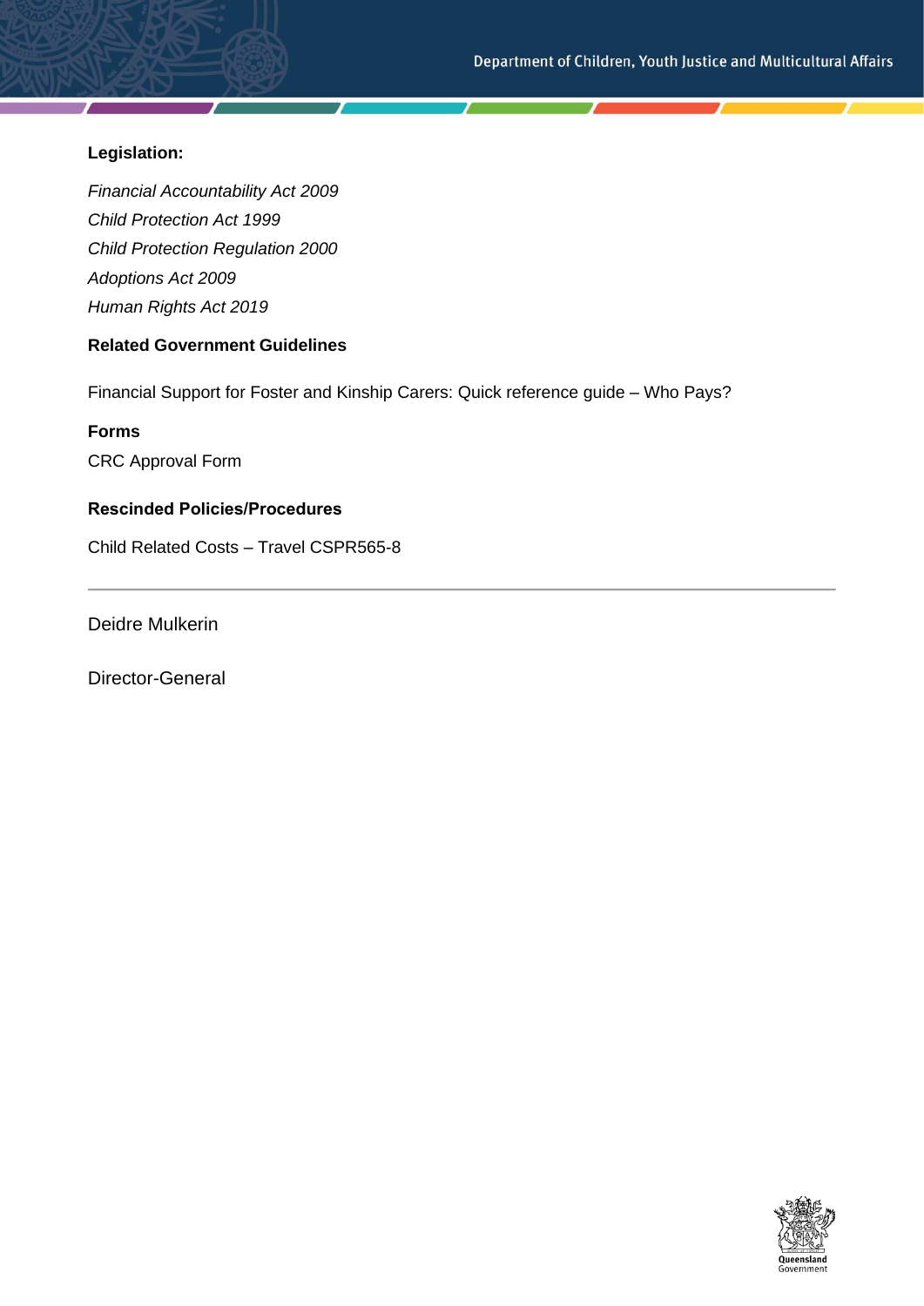**Legislation:**

*Financial Accountability Act 2009*
*Child Protection Act 1999*
*Child Protection Regulation 2000*
*Adoptions Act 2009*
*Human Rights Act 2019*

**Related Government Guidelines**

Financial Support for Foster and Kinship Carers: Quick reference guide – Who Pays?

**Forms**

CRC Approval Form

**Rescinded Policies/Procedures**

Child Related Costs – Travel CSPR565-8

---

Deidre Mulkerin

Director-General